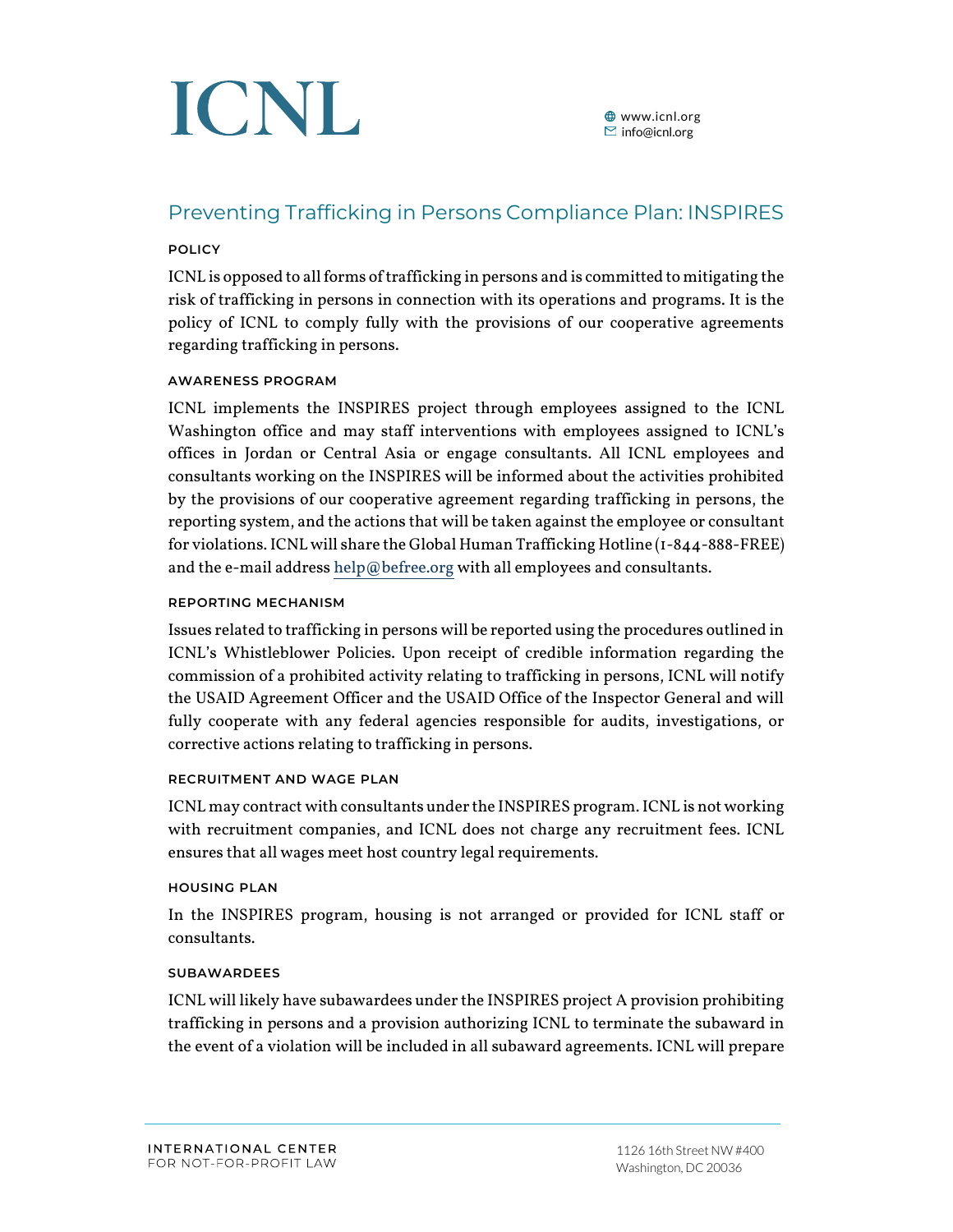# ICNL

www.icnl.org
info@icnl.org

## Preventing Trafficking in Persons Compliance Plan: INSPIRES

### POLICY

ICNL is opposed to all forms of trafficking in persons and is committed to mitigating the risk of trafficking in persons in connection with its operations and programs. It is the policy of ICNL to comply fully with the provisions of our cooperative agreements regarding trafficking in persons.

### AWARENESS PROGRAM

ICNL implements the INSPIRES project through employees assigned to the ICNL Washington office and may staff interventions with employees assigned to ICNL's offices in Jordan or Central Asia or engage consultants. All ICNL employees and consultants working on the INSPIRES will be informed about the activities prohibited by the provisions of our cooperative agreement regarding trafficking in persons, the reporting system, and the actions that will be taken against the employee or consultant for violations. ICNL will share the Global Human Trafficking Hotline (1-844-888-FREE) and the e-mail address help@befree.org with all employees and consultants.

### REPORTING MECHANISM

Issues related to trafficking in persons will be reported using the procedures outlined in ICNL's Whistleblower Policies. Upon receipt of credible information regarding the commission of a prohibited activity relating to trafficking in persons, ICNL will notify the USAID Agreement Officer and the USAID Office of the Inspector General and will fully cooperate with any federal agencies responsible for audits, investigations, or corrective actions relating to trafficking in persons.

### RECRUITMENT AND WAGE PLAN

ICNL may contract with consultants under the INSPIRES program. ICNL is not working with recruitment companies, and ICNL does not charge any recruitment fees. ICNL ensures that all wages meet host country legal requirements.

### HOUSING PLAN

In the INSPIRES program, housing is not arranged or provided for ICNL staff or consultants.

### SUBAWARDEES

ICNL will likely have subawardees under the INSPIRES project A provision prohibiting trafficking in persons and a provision authorizing ICNL to terminate the subaward in the event of a violation will be included in all subaward agreements. ICNL will prepare

INTERNATIONAL CENTER
FOR NOT-FOR-PROFIT LAW

1126 16th Street NW #400
Washington, DC 20036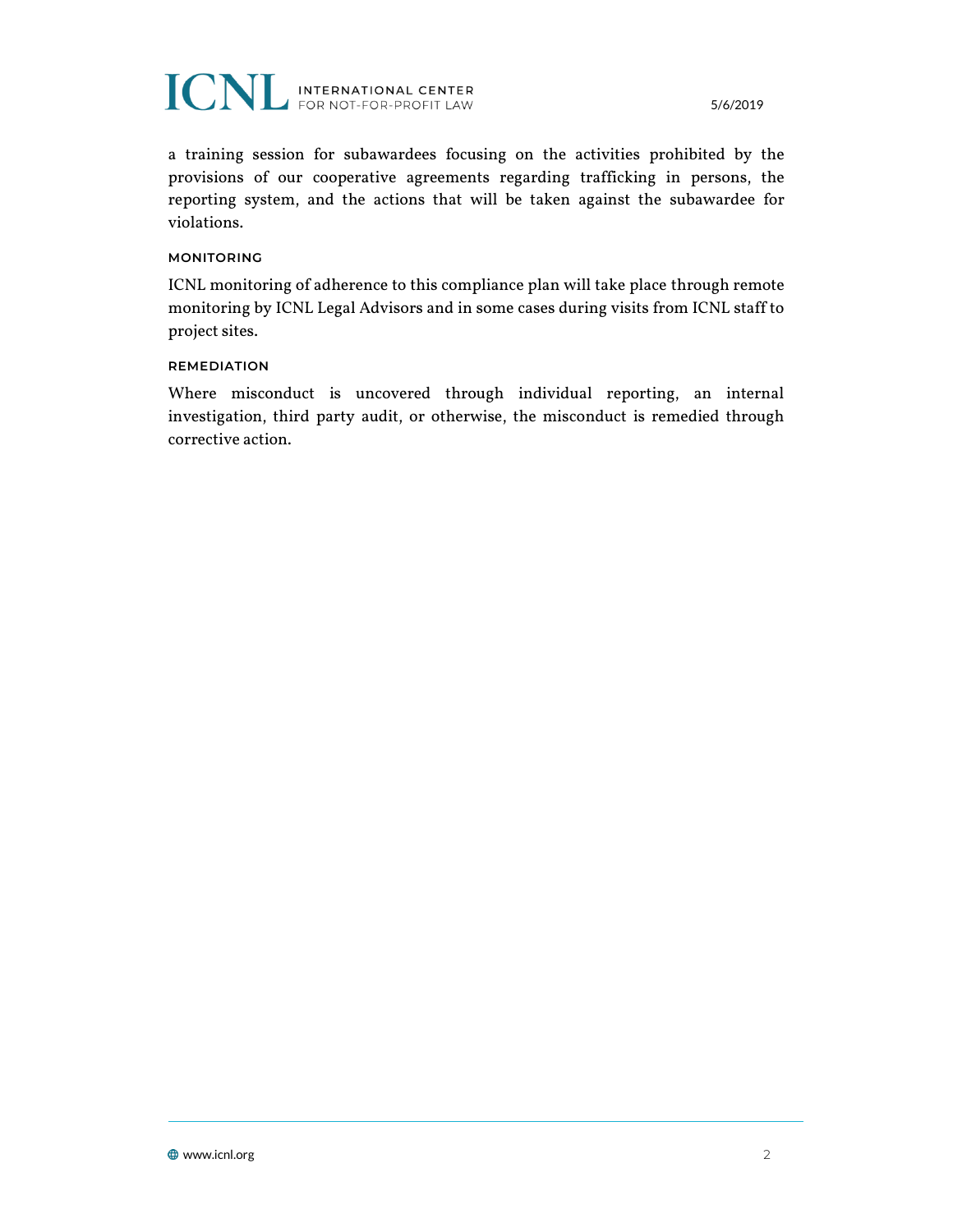a training session for subawardees focusing on the activities prohibited by the provisions of our cooperative agreements regarding trafficking in persons, the reporting system, and the actions that will be taken against the subawardee for violations.

#### MONITORING

ICNL monitoring of adherence to this compliance plan will take place through remote monitoring by ICNL Legal Advisors and in some cases during visits from ICNL staff to project sites.

#### REMEDIATION

Where misconduct is uncovered through individual reporting, an internal investigation, third party audit, or otherwise, the misconduct is remedied through corrective action.